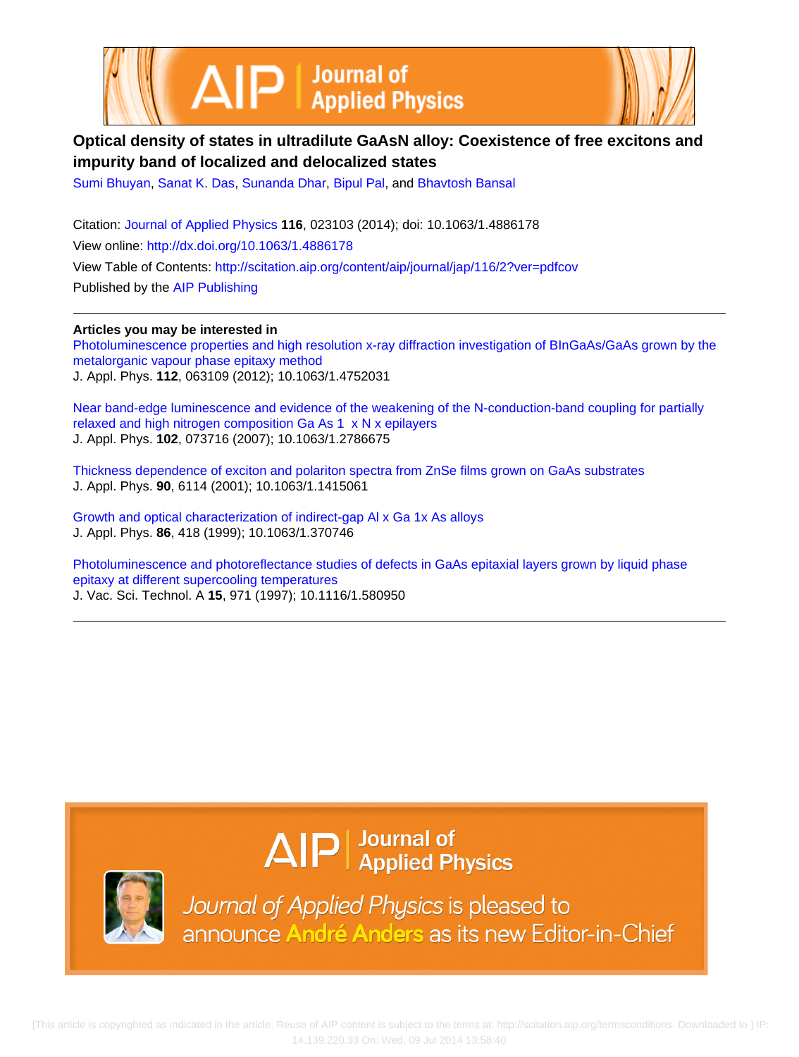# Optical density of states in ultradilute GaAsN alloy: Coexistence of free excitons and impurity band of localized and delocalized states

Sumi Bhuyan, Sanat K. Das, Sunanda Dhar, Bipul Pal, and Bhavtosh Bansal

Citation: Journal of Applied Physics **116**, 023103 (2014); doi: 10.1063/1.4886178

View online: http://dx.doi.org/10.1063/1.4886178

View Table of Contents: http://scitation.aip.org/content/aip/journal/jap/116/2?ver=pdfcov

Published by the AIP Publishing

---

**Articles you may be interested in**

Photoluminescence properties and high resolution x-ray diffraction investigation of BInGaAs/GaAs grown by the metalorganic vapour phase epitaxy method
J. Appl. Phys. **112**, 063109 (2012); 10.1063/1.4752031

Near band-edge luminescence and evidence of the weakening of the N-conduction-band coupling for partially relaxed and high nitrogen composition Ga As 1 x N x epilayers
J. Appl. Phys. **102**, 073716 (2007); 10.1063/1.2786675

Thickness dependence of exciton and polariton spectra from ZnSe films grown on GaAs substrates
J. Appl. Phys. **90**, 6114 (2001); 10.1063/1.1415061

Growth and optical characterization of indirect-gap Al x Ga 1x As alloys
J. Appl. Phys. **86**, 418 (1999); 10.1063/1.370746

Photoluminescence and photoreflectance studies of defects in GaAs epitaxial layers grown by liquid phase epitaxy at different supercooling temperatures
J. Vac. Sci. Technol. A **15**, 971 (1997); 10.1116/1.580950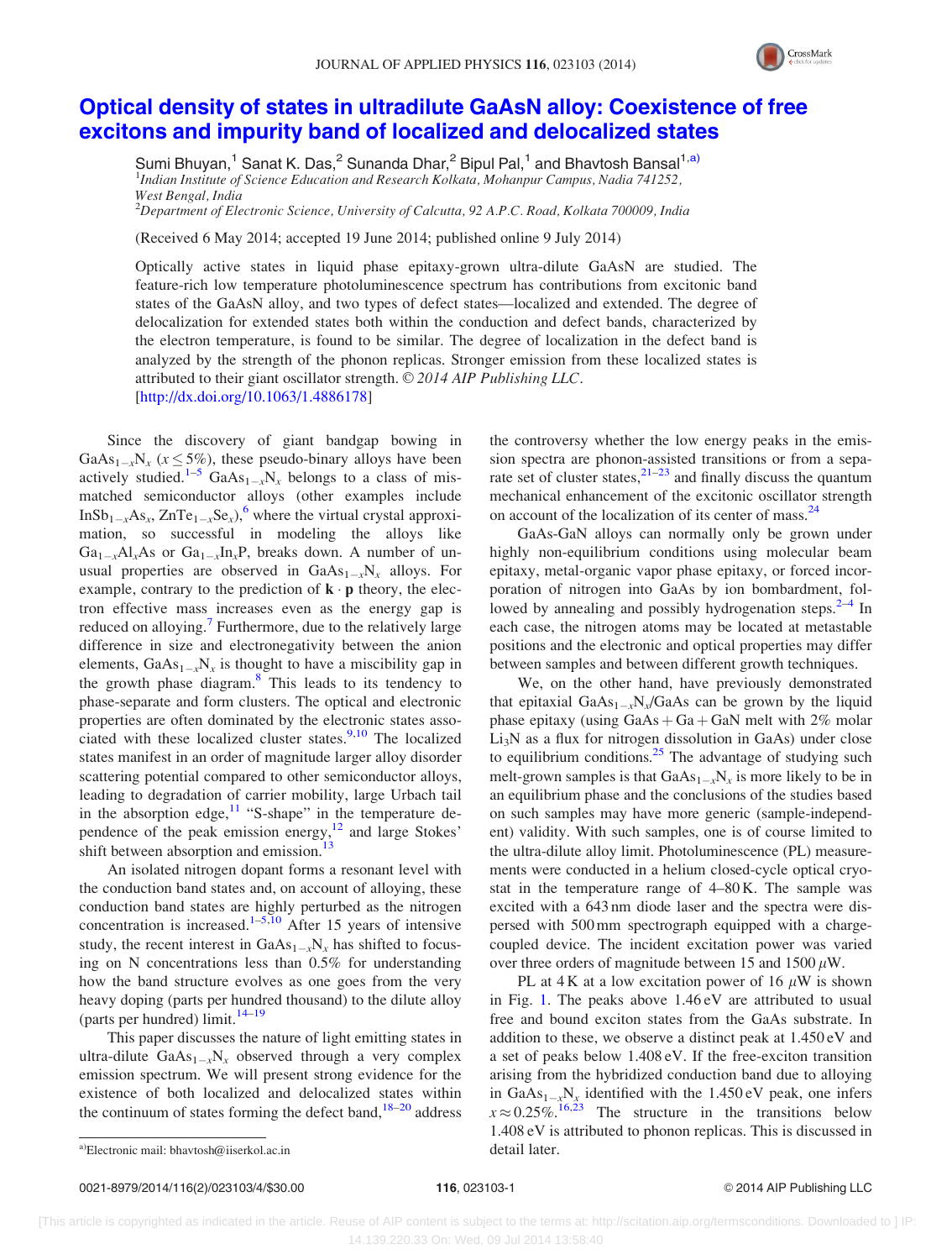# Optical density of states in ultradilute GaAsN alloy: Coexistence of free excitons and impurity band of localized and delocalized states

Sumi Bhuyan,[1] Sanat K. Das,[2] Sunanda Dhar,[2] Bipul Pal,[1] and Bhavtosh Bansal[1,a)]

[1]*Indian Institute of Science Education and Research Kolkata, Mohanpur Campus, Nadia 741252, West Bengal, India*

[2]*Department of Electronic Science, University of Calcutta, 92 A.P.C. Road, Kolkata 700009, India*

(Received 6 May 2014; accepted 19 June 2014; published online 9 July 2014)

Optically active states in liquid phase epitaxy-grown ultra-dilute GaAsN are studied. The feature-rich low temperature photoluminescence spectrum has contributions from excitonic band states of the GaAsN alloy, and two types of defect states—localized and extended. The degree of delocalization for extended states both within the conduction and defect bands, characterized by the electron temperature, is found to be similar. The degree of localization in the defect band is analyzed by the strength of the phonon replicas. Stronger emission from these localized states is attributed to their giant oscillator strength. © *2014 AIP Publishing LLC*. [http://dx.doi.org/10.1063/1.4886178]

Since the discovery of giant bandgap bowing in $GaAs_{1-x}N_x$ ($x \leq 5\%$), these pseudo-binary alloys have been actively studied.[1–5] $GaAs_{1-x}N_x$ belongs to a class of mismatched semiconductor alloys (other examples include $InSb_{1-x}As_x$, $ZnTe_{1-x}Se_x$),[6] where the virtual crystal approximation, so successful in modeling the alloys like $Ga_{1-x}Al_xAs$ or $Ga_{1-x}In_xP$, breaks down. A number of unusual properties are observed in $GaAs_{1-x}N_x$ alloys. For example, contrary to the prediction of $\mathbf{k} \cdot \mathbf{p}$ theory, the electron effective mass increases even as the energy gap is reduced on alloying.[7] Furthermore, due to the relatively large difference in size and electronegativity between the anion elements, $GaAs_{1-x}N_x$ is thought to have a miscibility gap in the growth phase diagram.[8] This leads to its tendency to phase-separate and form clusters. The optical and electronic properties are often dominated by the electronic states associated with these localized cluster states.[9,10] The localized states manifest in an order of magnitude larger alloy disorder scattering potential compared to other semiconductor alloys, leading to degradation of carrier mobility, large Urbach tail in the absorption edge,[11] "S-shape" in the temperature dependence of the peak emission energy,[12] and large Stokes' shift between absorption and emission.[13]

An isolated nitrogen dopant forms a resonant level with the conduction band states and, on account of alloying, these conduction band states are highly perturbed as the nitrogen concentration is increased.[1–5,10] After 15 years of intensive study, the recent interest in $GaAs_{1-x}N_x$ has shifted to focusing on N concentrations less than 0.5% for understanding how the band structure evolves as one goes from the very heavy doping (parts per hundred thousand) to the dilute alloy (parts per hundred) limit.[14–19]

This paper discusses the nature of light emitting states in ultra-dilute $GaAs_{1-x}N_x$ observed through a very complex emission spectrum. We will present strong evidence for the existence of both localized and delocalized states within the continuum of states forming the defect band,[18–20] address the controversy whether the low energy peaks in the emission spectra are phonon-assisted transitions or from a separate set of cluster states,[21–23] and finally discuss the quantum mechanical enhancement of the excitonic oscillator strength on account of the localization of its center of mass.[24]

GaAs-GaN alloys can normally only be grown under highly non-equilibrium conditions using molecular beam epitaxy, metal-organic vapor phase epitaxy, or forced incorporation of nitrogen into GaAs by ion bombardment, followed by annealing and possibly hydrogenation steps.[2–4] In each case, the nitrogen atoms may be located at metastable positions and the electronic and optical properties may differ between samples and between different growth techniques.

We, on the other hand, have previously demonstrated that epitaxial $GaAs_{1-x}N_x$/GaAs can be grown by the liquid phase epitaxy (using GaAs + Ga + GaN melt with 2% molar $Li_3N$ as a flux for nitrogen dissolution in GaAs) under close to equilibrium conditions.[25] The advantage of studying such melt-grown samples is that $GaAs_{1-x}N_x$ is more likely to be in an equilibrium phase and the conclusions of the studies based on such samples may have more generic (sample-independent) validity. With such samples, one is of course limited to the ultra-dilute alloy limit. Photoluminescence (PL) measurements were conducted in a helium closed-cycle optical cryostat in the temperature range of 4–80 K. The sample was excited with a 643 nm diode laser and the spectra were dispersed with 500 mm spectrograph equipped with a charge-coupled device. The incident excitation power was varied over three orders of magnitude between 15 and 1500 $\mu$W.

PL at 4 K at a low excitation power of 16 $\mu$W is shown in Fig. 1. The peaks above 1.46 eV are attributed to usual free and bound exciton states from the GaAs substrate. In addition to these, we observe a distinct peak at 1.450 eV and a set of peaks below 1.408 eV. If the free-exciton transition arising from the hybridized conduction band due to alloying in $GaAs_{1-x}N_x$ identified with the 1.450 eV peak, one infers $x \approx 0.25\%$.[16,23] The structure in the transitions below 1.408 eV is attributed to phonon replicas. This is discussed in detail later.

a)Electronic mail: bhavtosh@iiserkol.ac.in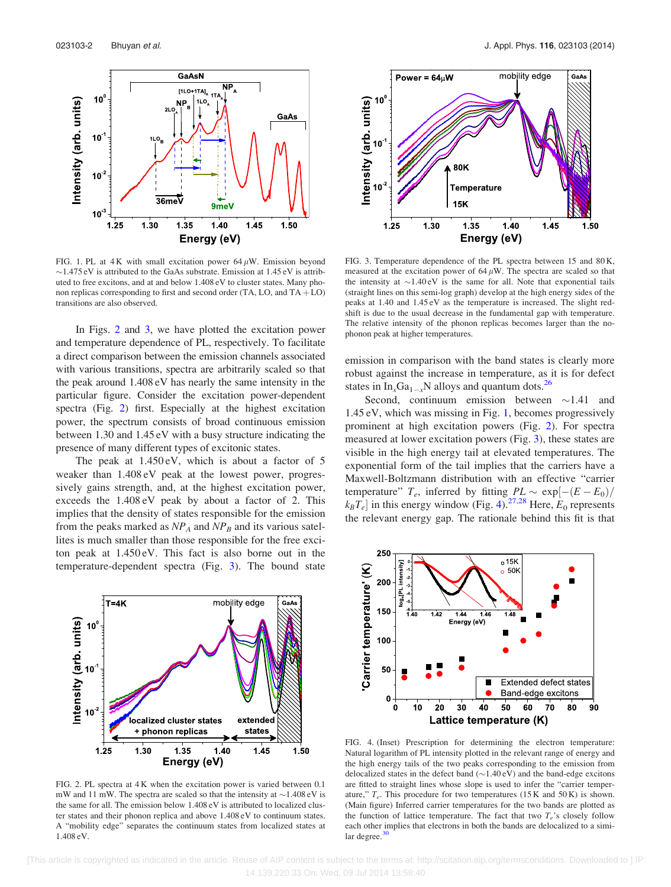FIG. 1. PL at 4 K with small excitation power 64 $\mu$W. Emission beyond ~1.475 eV is attributed to the GaAs substrate. Emission at 1.45 eV is attributed to free excitons, and at and below 1.408 eV to cluster states. Many phonon replicas corresponding to first and second order (TA, LO, and TA + LO) transitions are also observed.

In Figs. 2 and 3, we have plotted the excitation power and temperature dependence of PL, respectively. To facilitate a direct comparison between the emission channels associated with various transitions, spectra are arbitrarily scaled so that the peak around 1.408 eV has nearly the same intensity in the particular figure. Consider the excitation power-dependent spectra (Fig. 2) first. Especially at the highest excitation power, the spectrum consists of broad continuous emission between 1.30 and 1.45 eV with a busy structure indicating the presence of many different types of excitonic states.

The peak at 1.450 eV, which is about a factor of 5 weaker than 1.408 eV peak at the lowest power, progressively gains strength, and, at the highest excitation power, exceeds the 1.408 eV peak by about a factor of 2. This implies that the density of states responsible for the emission from the peaks marked as $NP_A$ and $NP_B$ and its various satellites is much smaller than those responsible for the free exciton peak at 1.450 eV. This fact is also borne out in the temperature-dependent spectra (Fig. 3). The bound state

FIG. 2. PL spectra at 4 K when the excitation power is varied between 0.1 mW and 11 mW. The spectra are scaled so that the intensity at ~1.408 eV is the same for all. The emission below 1.408 eV is attributed to localized cluster states and their phonon replica and above 1.408 eV to continuum states. A "mobility edge" separates the continuum states from localized states at 1.408 eV.

FIG. 3. Temperature dependence of the PL spectra between 15 and 80 K, measured at the excitation power of 64 $\mu$W. The spectra are scaled so that the intensity at ~1.40 eV is the same for all. Note that exponential tails (straight lines on this semi-log graph) develop at the high energy sides of the peaks at 1.40 and 1.45 eV as the temperature is increased. The slight redshift is due to the usual decrease in the fundamental gap with temperature. The relative intensity of the phonon replicas becomes larger than the no-phonon peak at higher temperatures.

emission in comparison with the band states is clearly more robust against the increase in temperature, as it is for defect states in $In_xGa_{1-x}N$ alloys and quantum dots.[26]

Second, continuum emission between ~1.41 and 1.45 eV, which was missing in Fig. 1, becomes progressively prominent at high excitation powers (Fig. 2). For spectra measured at lower excitation powers (Fig. 3), these states are visible in the high energy tail at elevated temperatures. The exponential form of the tail implies that the carriers have a Maxwell-Boltzmann distribution with an effective "carrier temperature" $T_e$, inferred by fitting $PL \sim \exp[-(E - E_0)/k_BT_e]$ in this energy window (Fig. 4).[27,28] Here, $E_0$ represents the relevant energy gap. The rationale behind this fit is that

FIG. 4. (Inset) Prescription for determining the electron temperature: Natural logarithm of PL intensity plotted in the relevant range of energy and the high energy tails of the two peaks corresponding to the emission from delocalized states in the defect band (~1.40 eV) and the band-edge excitons are fitted to straight lines whose slope is used to infer the "carrier temperature," $T_e$. This procedure for two temperatures (15 K and 50 K) is shown. (Main figure) Inferred carrier temperatures for the two bands are plotted as the function of lattice temperature. The fact that two $T_e$'s closely follow each other implies that electrons in both the bands are delocalized to a similar degree.[30]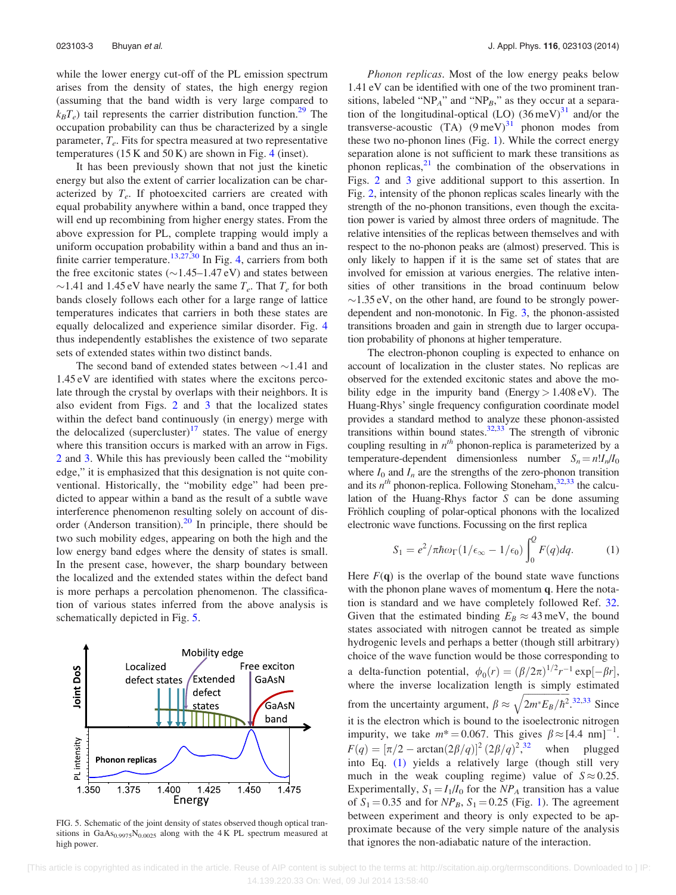while the lower energy cut-off of the PL emission spectrum arises from the density of states, the high energy region (assuming that the band width is very large compared to $k_BT_e$) tail represents the carrier distribution function.[29] The occupation probability can thus be characterized by a single parameter, $T_e$. Fits for spectra measured at two representative temperatures (15 K and 50 K) are shown in Fig. 4 (inset).

It has been previously shown that not just the kinetic energy but also the extent of carrier localization can be characterized by $T_e$. If photoexcited carriers are created with equal probability anywhere within a band, once trapped they will end up recombining from higher energy states. From the above expression for PL, complete trapping would imply a uniform occupation probability within a band and thus an infinite carrier temperature.[13,27,30] In Fig. 4, carriers from both the free excitonic states (∼1.45–1.47 eV) and states between ∼1.41 and 1.45 eV have nearly the same $T_e$. That $T_e$ for both bands closely follows each other for a large range of lattice temperatures indicates that carriers in both these states are equally delocalized and experience similar disorder. Fig. 4 thus independently establishes the existence of two separate sets of extended states within two distinct bands.

The second band of extended states between ∼1.41 and 1.45 eV are identified with states where the excitons percolate through the crystal by overlaps with their neighbors. It is also evident from Figs. 2 and 3 that the localized states within the defect band continuously (in energy) merge with the delocalized (supercluster)[17] states. The value of energy where this transition occurs is marked with an arrow in Figs. 2 and 3. While this has previously been called the "mobility edge," it is emphasized that this designation is not quite conventional. Historically, the "mobility edge" had been predicted to appear within a band as the result of a subtle wave interference phenomenon resulting solely on account of disorder (Anderson transition).[20] In principle, there should be two such mobility edges, appearing on both the high and the low energy band edges where the density of states is small. In the present case, however, the sharp boundary between the localized and the extended states within the defect band is more perhaps a percolation phenomenon. The classification of various states inferred from the above analysis is schematically depicted in Fig. 5.

FIG. 5. Schematic of the joint density of states observed though optical transitions in $GaAs_{0.9975}N_{0.0025}$ along with the 4 K PL spectrum measured at high power.

*Phonon replicas*. Most of the low energy peaks below 1.41 eV can be identified with one of the two prominent transitions, labeled "$NP_A$" and "$NP_B$," as they occur at a separation of the longitudinal-optical (LO) (36 meV)[31] and/or the transverse-acoustic (TA) (9 meV)[31] phonon modes from these two no-phonon lines (Fig. 1). While the correct energy separation alone is not sufficient to mark these transitions as phonon replicas,[21] the combination of the observations in Figs. 2 and 3 give additional support to this assertion. In Fig. 2, intensity of the phonon replicas scales linearly with the strength of the no-phonon transitions, even though the excitation power is varied by almost three orders of magnitude. The relative intensities of the replicas between themselves and with respect to the no-phonon peaks are (almost) preserved. This is only likely to happen if it is the same set of states that are involved for emission at various energies. The relative intensities of other transitions in the broad continuum below ∼1.35 eV, on the other hand, are found to be strongly power-dependent and non-monotonic. In Fig. 3, the phonon-assisted transitions broaden and gain in strength due to larger occupation probability of phonons at higher temperature.

The electron-phonon coupling is expected to enhance on account of localization in the cluster states. No replicas are observed for the extended excitonic states and above the mobility edge in the impurity band (Energy > 1.408 eV). The Huang-Rhys' single frequency configuration coordinate model provides a standard method to analyze these phonon-assisted transitions within bound states.[32,33] The strength of vibronic coupling resulting in $n^{th}$ phonon-replica is parameterized by a temperature-dependent dimensionless number $S_n = n!I_n/I_0$ where $I_0$ and $I_n$ are the strengths of the zero-phonon transition and its $n^{th}$ phonon-replica. Following Stoneham,[32,33] the calculation of the Huang-Rhys factor $S$ can be done assuming Fröhlich coupling of polar-optical phonons with the localized electronic wave functions. Focussing on the first replica

$$S_1 = e^2/\pi\hbar\omega_\Gamma(1/\epsilon_\infty - 1/\epsilon_0)\int_0^Q F(q)dq. \tag{1}$$

Here $F(\mathbf{q})$ is the overlap of the bound state wave functions with the phonon plane waves of momentum $\mathbf{q}$. Here the notation is standard and we have completely followed Ref. 32. Given that the estimated binding $E_B \approx 43$ meV, the bound states associated with nitrogen cannot be treated as simple hydrogenic levels and perhaps a better (though still arbitrary) choice of the wave function would be those corresponding to a delta-function potential, $\phi_0(r) = (\beta/2\pi)^{1/2}r^{-1}\exp[-\beta r]$, where the inverse localization length is simply estimated from the uncertainty argument, $\beta \approx \sqrt{2m^*E_B/\hbar^2}$.[32,33] Since it is the electron which is bound to the isoelectronic nitrogen impurity, we take $m^* = 0.067$. This gives $\beta \approx [4.4\ \text{nm}]^{-1}$. $F(q) = [\pi/2 - \arctan(2\beta/q)]^2(2\beta/q)^2$,[32] when plugged into Eq. (1) yields a relatively large (though still very much in the weak coupling regime) value of $S \approx 0.25$. Experimentally, $S_1 = I_1/I_0$ for the $NP_A$ transition has a value of $S_1 = 0.35$ and for $NP_B$, $S_1 = 0.25$ (Fig. 1). The agreement between experiment and theory is only expected to be approximate because of the very simple nature of the analysis that ignores the non-adiabatic nature of the interaction.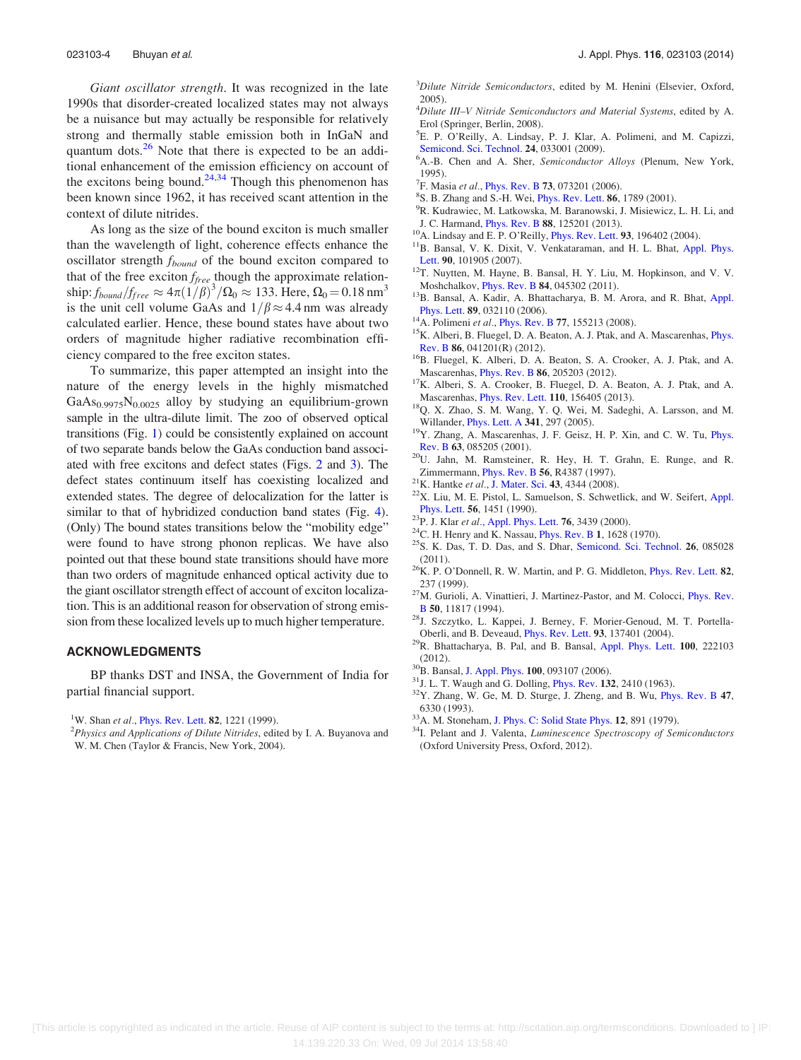*Giant oscillator strength*. It was recognized in the late 1990s that disorder-created localized states may not always be a nuisance but may actually be responsible for relatively strong and thermally stable emission both in InGaN and quantum dots.[26] Note that there is expected to be an additional enhancement of the emission efficiency on account of the excitons being bound.[24,34] Though this phenomenon has been known since 1962, it has received scant attention in the context of dilute nitrides.

As long as the size of the bound exciton is much smaller than the wavelength of light, coherence effects enhance the oscillator strength $f_{bound}$ of the bound exciton compared to that of the free exciton $f_{free}$ though the approximate relationship: $f_{bound}/f_{free} \approx 4\pi(1/\beta)^3/\Omega_0 \approx 133$. Here, $\Omega_0 = 0.18\,\text{nm}^3$ is the unit cell volume GaAs and $1/\beta \approx 4.4\,\text{nm}$ was already calculated earlier. Hence, these bound states have about two orders of magnitude higher radiative recombination efficiency compared to the free exciton states.

To summarize, this paper attempted an insight into the nature of the energy levels in the highly mismatched $GaAs_{0.9975}N_{0.0025}$ alloy by studying an equilibrium-grown sample in the ultra-dilute limit. The zoo of observed optical transitions (Fig. 1) could be consistently explained on account of two separate bands below the GaAs conduction band associated with free excitons and defect states (Figs. 2 and 3). The defect states continuum itself has coexisting localized and extended states. The degree of delocalization for the latter is similar to that of hybridized conduction band states (Fig. 4). (Only) The bound states transitions below the "mobility edge" were found to have strong phonon replicas. We have also pointed out that these bound state transitions should have more than two orders of magnitude enhanced optical activity due to the giant oscillator strength effect of account of exciton localization. This is an additional reason for observation of strong emission from these localized levels up to much higher temperature.

## ACKNOWLEDGMENTS

BP thanks DST and INSA, the Government of India for partial financial support.

[1] W. Shan *et al.*, Phys. Rev. Lett. **82**, 1221 (1999).
[2] *Physics and Applications of Dilute Nitrides*, edited by I. A. Buyanova and W. M. Chen (Taylor & Francis, New York, 2004).
[3] *Dilute Nitride Semiconductors*, edited by M. Henini (Elsevier, Oxford, 2005).
[4] *Dilute III–V Nitride Semiconductors and Material Systems*, edited by A. Erol (Springer, Berlin, 2008).
[5] E. P. O'Reilly, A. Lindsay, P. J. Klar, A. Polimeni, and M. Capizzi, Semicond. Sci. Technol. **24**, 033001 (2009).
[6] A.-B. Chen and A. Sher, *Semiconductor Alloys* (Plenum, New York, 1995).
[7] F. Masia *et al.*, Phys. Rev. B **73**, 073201 (2006).
[8] S. B. Zhang and S.-H. Wei, Phys. Rev. Lett. **86**, 1789 (2001).
[9] R. Kudrawiec, M. Latkowska, M. Baranowski, J. Misiewicz, L. H. Li, and J. C. Harmand, Phys. Rev. B **88**, 125201 (2013).
[10] A. Lindsay and E. P. O'Reilly, Phys. Rev. Lett. **93**, 196402 (2004).
[11] B. Bansal, V. K. Dixit, V. Venkataraman, and H. L. Bhat, Appl. Phys. Lett. **90**, 101905 (2007).
[12] T. Nuytten, M. Hayne, B. Bansal, H. Y. Liu, M. Hopkinson, and V. V. Moshchalkov, Phys. Rev. B **84**, 045302 (2011).
[13] B. Bansal, A. Kadir, A. Bhattacharya, B. M. Arora, and R. Bhat, Appl. Phys. Lett. **89**, 032110 (2006).
[14] A. Polimeni *et al.*, Phys. Rev. B **77**, 155213 (2008).
[15] K. Alberi, B. Fluegel, D. A. Beaton, A. J. Ptak, and A. Mascarenhas, Phys. Rev. B **86**, 041201(R) (2012).
[16] B. Fluegel, K. Alberi, D. A. Beaton, S. A. Crooker, A. J. Ptak, and A. Mascarenhas, Phys. Rev. B **86**, 205203 (2012).
[17] K. Alberi, S. A. Crooker, B. Fluegel, D. A. Beaton, A. J. Ptak, and A. Mascarenhas, Phys. Rev. Lett. **110**, 156405 (2013).
[18] Q. X. Zhao, S. M. Wang, Y. Q. Wei, M. Sadeghi, A. Larsson, and M. Willander, Phys. Lett. A **341**, 297 (2005).
[19] Y. Zhang, A. Mascarenhas, J. F. Geisz, H. P. Xin, and C. W. Tu, Phys. Rev. B **63**, 085205 (2001).
[20] U. Jahn, M. Ramsteiner, R. Hey, H. T. Grahn, E. Runge, and R. Zimmermann, Phys. Rev. B **56**, R4387 (1997).
[21] K. Hantke *et al.*, J. Mater. Sci. **43**, 4344 (2008).
[22] X. Liu, M. E. Pistol, L. Samuelson, S. Schwetlick, and W. Seifert, Appl. Phys. Lett. **56**, 1451 (1990).
[23] P. J. Klar *et al.*, Appl. Phys. Lett. **76**, 3439 (2000).
[24] C. H. Henry and K. Nassau, Phys. Rev. B **1**, 1628 (1970).
[25] S. K. Das, T. D. Das, and S. Dhar, Semicond. Sci. Technol. **26**, 085028 (2011).
[26] K. P. O'Donnell, R. W. Martin, and P. G. Middleton, Phys. Rev. Lett. **82**, 237 (1999).
[27] M. Gurioli, A. Vinattieri, J. Martinez-Pastor, and M. Colocci, Phys. Rev. B **50**, 11817 (1994).
[28] J. Szczytko, L. Kappei, J. Berney, F. Morier-Genoud, M. T. Portella-Oberli, and B. Deveaud, Phys. Rev. Lett. **93**, 137401 (2004).
[29] R. Bhattacharya, B. Pal, and B. Bansal, Appl. Phys. Lett. **100**, 222103 (2012).
[30] B. Bansal, J. Appl. Phys. **100**, 093107 (2006).
[31] J. L. T. Waugh and G. Dolling, Phys. Rev. **132**, 2410 (1963).
[32] Y. Zhang, W. Ge, M. D. Sturge, J. Zheng, and B. Wu, Phys. Rev. B **47**, 6330 (1993).
[33] A. M. Stoneham, J. Phys. C: Solid State Phys. **12**, 891 (1979).
[34] I. Pelant and J. Valenta, *Luminescence Spectroscopy of Semiconductors* (Oxford University Press, Oxford, 2012).